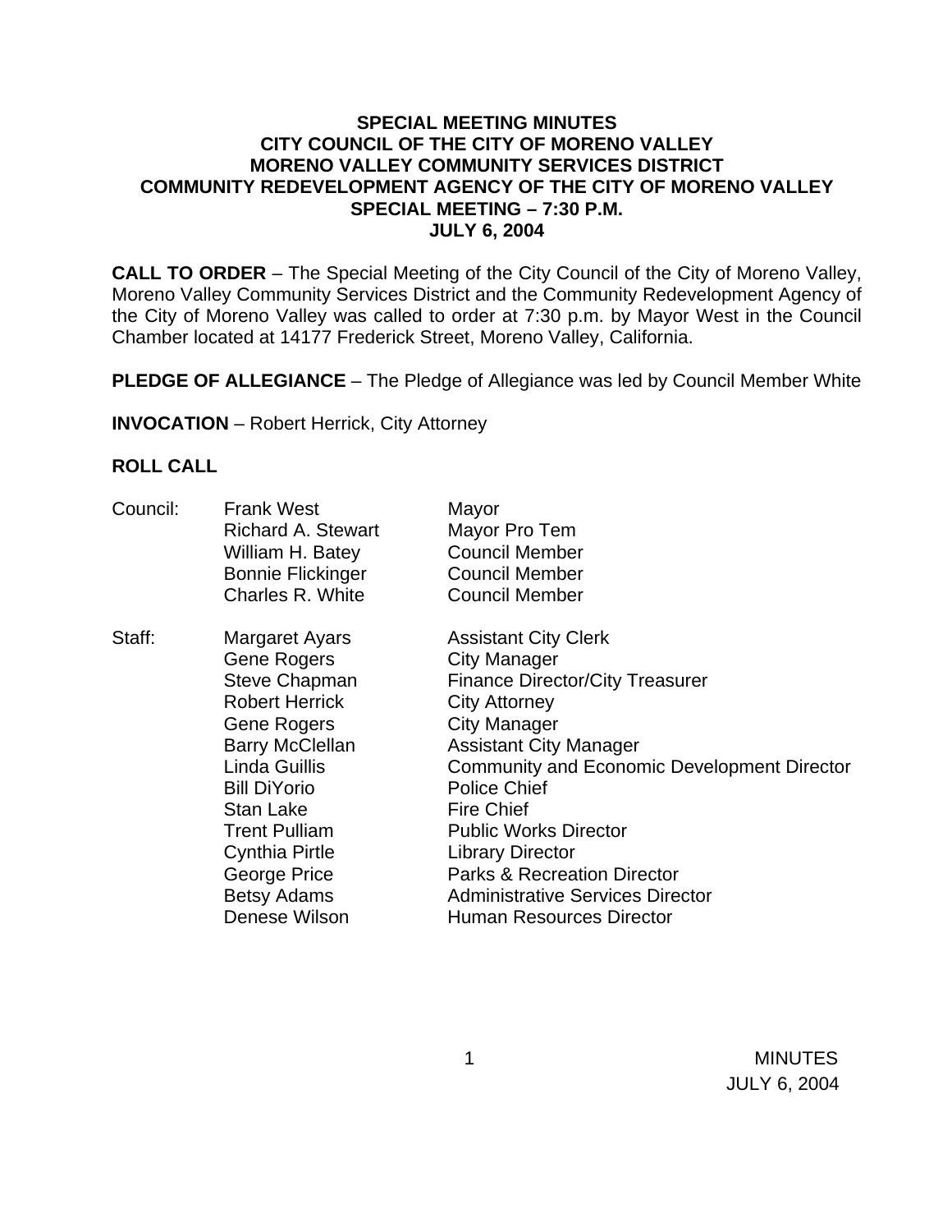# SPECIAL MEETING MINUTES
## CITY COUNCIL OF THE CITY OF MORENO VALLEY
## MORENO VALLEY COMMUNITY SERVICES DISTRICT
## COMMUNITY REDEVELOPMENT AGENCY OF THE CITY OF MORENO VALLEY
## SPECIAL MEETING – 7:30 P.M.
## JULY 6, 2004

**CALL TO ORDER** – The Special Meeting of the City Council of the City of Moreno Valley, Moreno Valley Community Services District and the Community Redevelopment Agency of the City of Moreno Valley was called to order at 7:30 p.m. by Mayor West in the Council Chamber located at 14177 Frederick Street, Moreno Valley, California.

**PLEDGE OF ALLEGIANCE** – The Pledge of Allegiance was led by Council Member White

**INVOCATION** – Robert Herrick, City Attorney

**ROLL CALL**

| | | |
|---|---|---|
| Council: | Frank West | Mayor |
| | Richard A. Stewart | Mayor Pro Tem |
| | William H. Batey | Council Member |
| | Bonnie Flickinger | Council Member |
| | Charles R. White | Council Member |
| Staff: | Margaret Ayars | Assistant City Clerk |
| | Gene Rogers | City Manager |
| | Steve Chapman | Finance Director/City Treasurer |
| | Robert Herrick | City Attorney |
| | Gene Rogers | City Manager |
| | Barry McClellan | Assistant City Manager |
| | Linda Guillis | Community and Economic Development Director |
| | Bill DiYorio | Police Chief |
| | Stan Lake | Fire Chief |
| | Trent Pulliam | Public Works Director |
| | Cynthia Pirtle | Library Director |
| | George Price | Parks & Recreation Director |
| | Betsy Adams | Administrative Services Director |
| | Denese Wilson | Human Resources Director |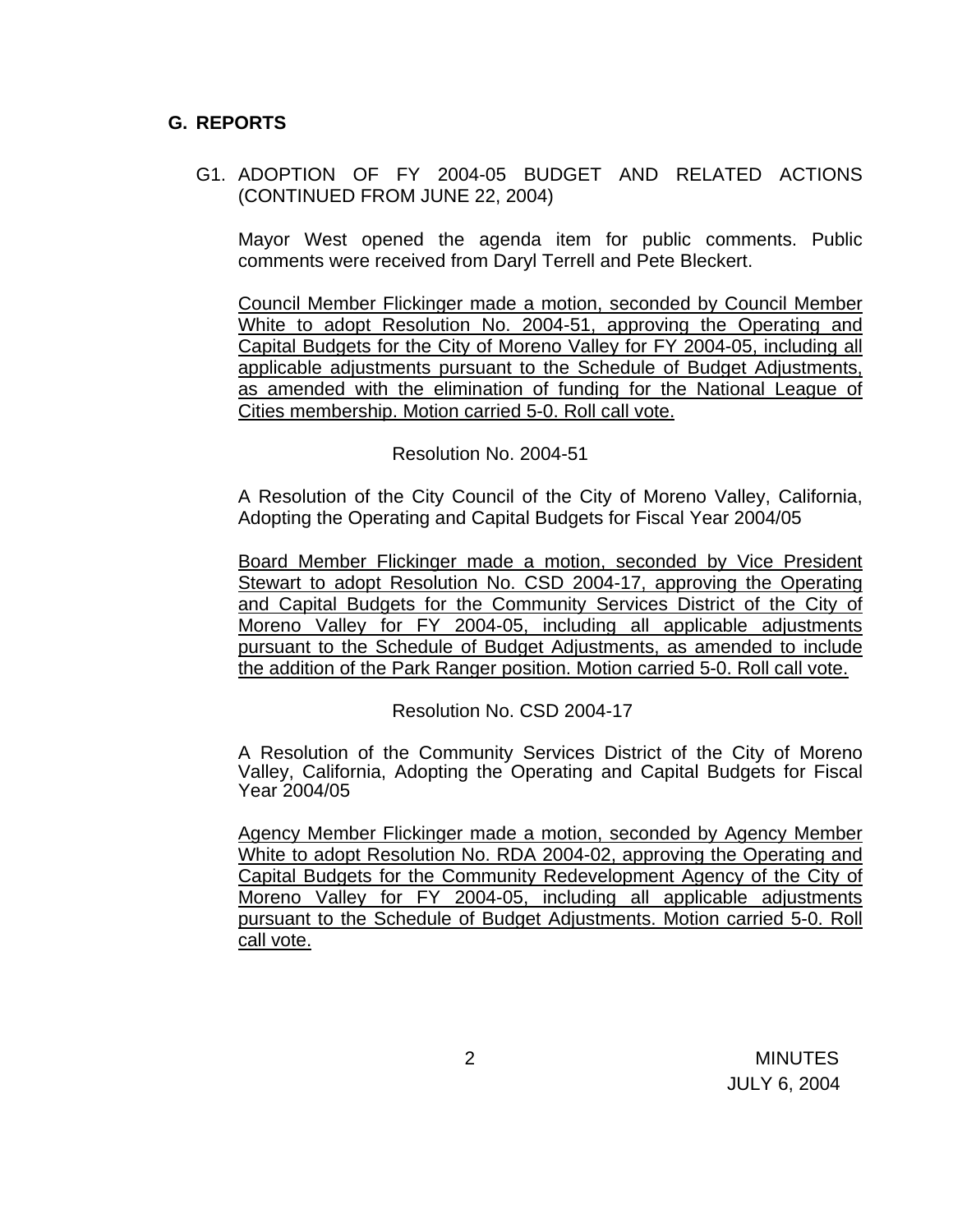## G. REPORTS

G1. ADOPTION OF FY 2004-05 BUDGET AND RELATED ACTIONS (CONTINUED FROM JUNE 22, 2004)

Mayor West opened the agenda item for public comments. Public comments were received from Daryl Terrell and Pete Bleckert.

Council Member Flickinger made a motion, seconded by Council Member White to adopt Resolution No. 2004-51, approving the Operating and Capital Budgets for the City of Moreno Valley for FY 2004-05, including all applicable adjustments pursuant to the Schedule of Budget Adjustments, as amended with the elimination of funding for the National League of Cities membership. Motion carried 5-0. Roll call vote.

Resolution No. 2004-51

A Resolution of the City Council of the City of Moreno Valley, California, Adopting the Operating and Capital Budgets for Fiscal Year 2004/05

Board Member Flickinger made a motion, seconded by Vice President Stewart to adopt Resolution No. CSD 2004-17, approving the Operating and Capital Budgets for the Community Services District of the City of Moreno Valley for FY 2004-05, including all applicable adjustments pursuant to the Schedule of Budget Adjustments, as amended to include the addition of the Park Ranger position. Motion carried 5-0. Roll call vote.

Resolution No. CSD 2004-17

A Resolution of the Community Services District of the City of Moreno Valley, California, Adopting the Operating and Capital Budgets for Fiscal Year 2004/05

Agency Member Flickinger made a motion, seconded by Agency Member White to adopt Resolution No. RDA 2004-02, approving the Operating and Capital Budgets for the Community Redevelopment Agency of the City of Moreno Valley for FY 2004-05, including all applicable adjustments pursuant to the Schedule of Budget Adjustments. Motion carried 5-0. Roll call vote.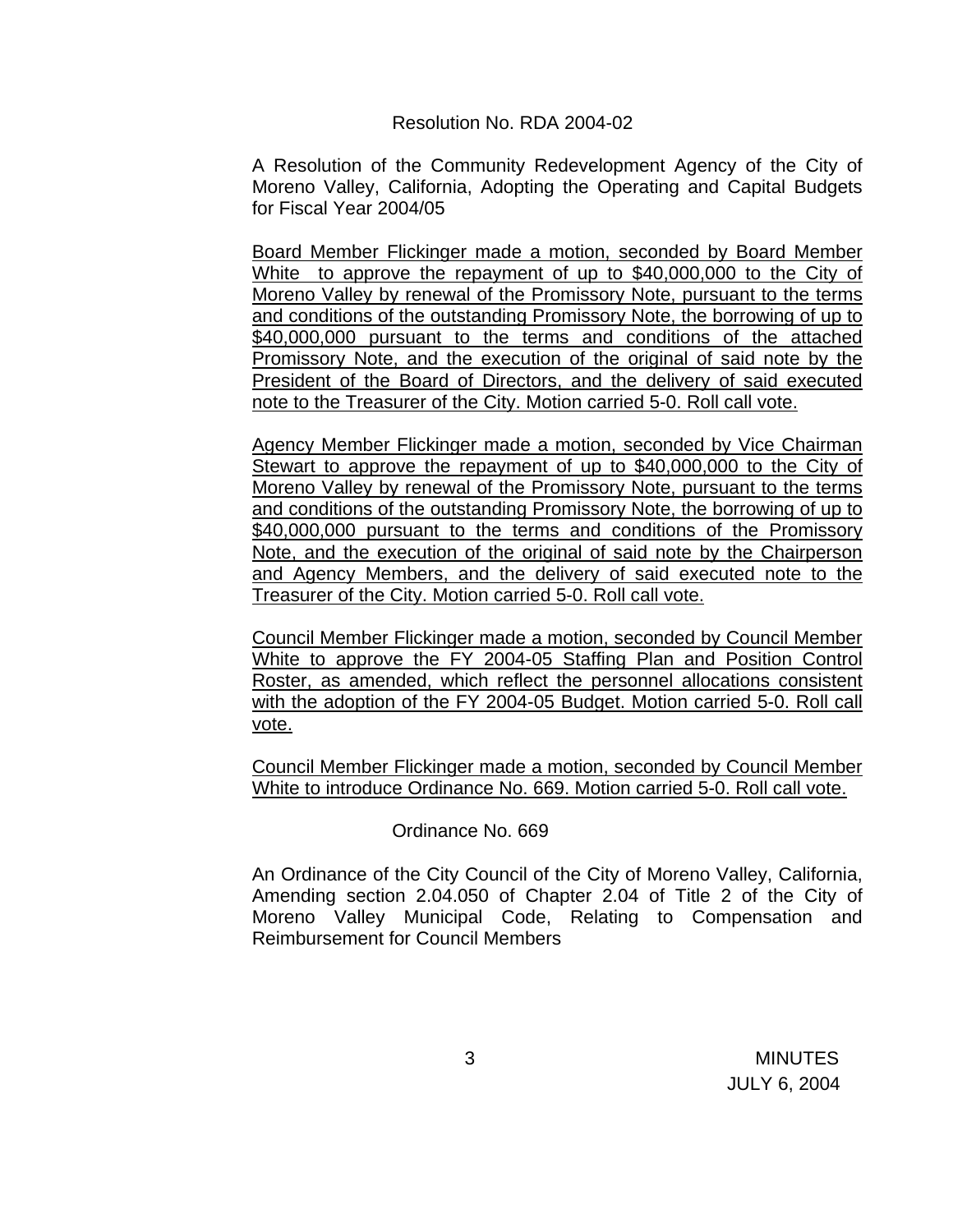Resolution No. RDA 2004-02

A Resolution of the Community Redevelopment Agency of the City of Moreno Valley, California, Adopting the Operating and Capital Budgets for Fiscal Year 2004/05

<u>Board Member Flickinger made a motion, seconded by Board Member White to approve the repayment of up to $40,000,000 to the City of Moreno Valley by renewal of the Promissory Note, pursuant to the terms and conditions of the outstanding Promissory Note, the borrowing of up to $40,000,000 pursuant to the terms and conditions of the attached Promissory Note, and the execution of the original of said note by the President of the Board of Directors, and the delivery of said executed note to the Treasurer of the City. Motion carried 5-0. Roll call vote.</u>

<u>Agency Member Flickinger made a motion, seconded by Vice Chairman Stewart to approve the repayment of up to $40,000,000 to the City of Moreno Valley by renewal of the Promissory Note, pursuant to the terms and conditions of the outstanding Promissory Note, the borrowing of up to $40,000,000 pursuant to the terms and conditions of the Promissory Note, and the execution of the original of said note by the Chairperson and Agency Members, and the delivery of said executed note to the Treasurer of the City. Motion carried 5-0. Roll call vote.</u>

<u>Council Member Flickinger made a motion, seconded by Council Member White to approve the FY 2004-05 Staffing Plan and Position Control Roster, as amended, which reflect the personnel allocations consistent with the adoption of the FY 2004-05 Budget. Motion carried 5-0. Roll call vote.</u>

<u>Council Member Flickinger made a motion, seconded by Council Member White to introduce Ordinance No. 669. Motion carried 5-0. Roll call vote.</u>

Ordinance No. 669

An Ordinance of the City Council of the City of Moreno Valley, California, Amending section 2.04.050 of Chapter 2.04 of Title 2 of the City of Moreno Valley Municipal Code, Relating to Compensation and Reimbursement for Council Members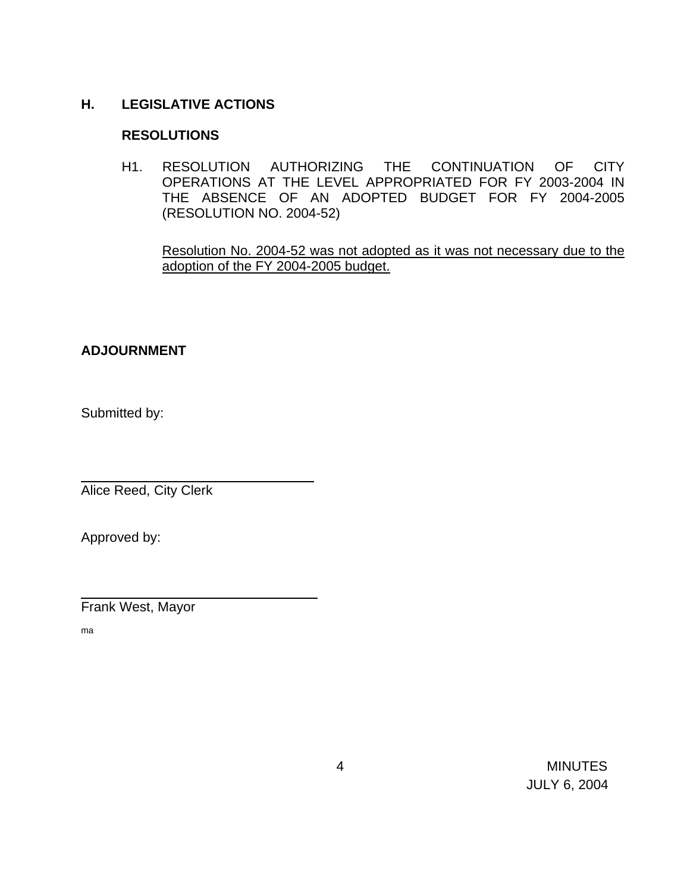## H. LEGISLATIVE ACTIONS

### RESOLUTIONS

H1. RESOLUTION AUTHORIZING THE CONTINUATION OF CITY OPERATIONS AT THE LEVEL APPROPRIATED FOR FY 2003-2004 IN THE ABSENCE OF AN ADOPTED BUDGET FOR FY 2004-2005 (RESOLUTION NO. 2004-52)

<u>Resolution No. 2004-52 was not adopted as it was not necessary due to the adoption of the FY 2004-2005 budget.</u>

## ADJOURNMENT

Submitted by:

\_\_\_\_\_\_\_\_\_\_\_\_\_\_\_\_\_\_\_\_\_\_\_\_\_\_\_\_\_\_
Alice Reed, City Clerk

Approved by:

\_\_\_\_\_\_\_\_\_\_\_\_\_\_\_\_\_\_\_\_\_\_\_\_\_\_\_\_\_\_
Frank West, Mayor

ma